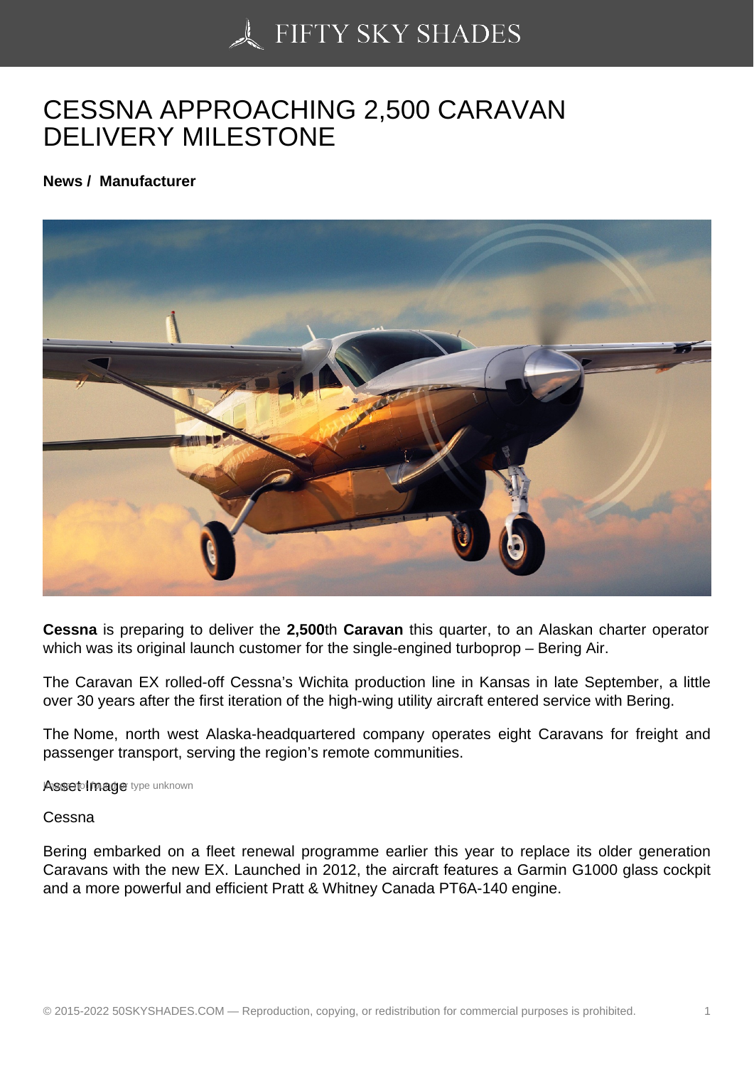# CESSNA APPROACHING 2,500 CARAVAN DELIVERY MILESTONE

**News / Manufacturer**

**Cessna** is preparing to deliver the **2,500**th **Caravan** this quarter, to an Alaskan charter operator which was its original launch customer for the single-engined turboprop – Bering Air.

The Caravan EX rolled-off Cessna's Wichita production line in Kansas in late September, a little over 30 years after the first iteration of the high-wing utility aircraft entered service with Bering.

The Nome, north west Alaska-headquartered company operates eight Caravans for freight and passenger transport, serving the region's remote communities.

Asset Image

Cessna

Bering embarked on a fleet renewal programme earlier this year to replace its older generation Caravans with the new EX. Launched in 2012, the aircraft features a Garmin G1000 glass cockpit and a more powerful and efficient Pratt & Whitney Canada PT6A-140 engine.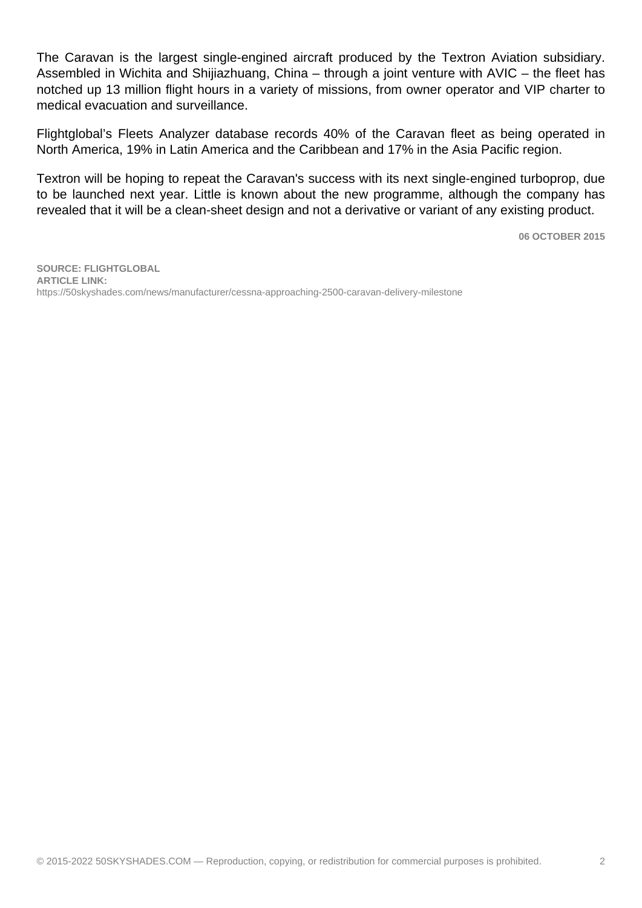The Caravan is the largest single-engined aircraft produced by the Textron Aviation subsidiary. Assembled in Wichita and Shijiazhuang, China – through a joint venture with AVIC – the fleet has notched up 13 million flight hours in a variety of missions, from owner operator and VIP charter to medical evacuation and surveillance.

Flightglobal's Fleets Analyzer database records 40% of the Caravan fleet as being operated in North America, 19% in Latin America and the Caribbean and 17% in the Asia Pacific region.

Textron will be hoping to repeat the Caravan's success with its next single-engined turboprop, due to be launched next year. Little is known about the new programme, although the company has revealed that it will be a clean-sheet design and not a derivative or variant of any existing product.

**06 OCTOBER 2015**

**SOURCE: FLIGHTGLOBAL**
**ARTICLE LINK:**
https://50skyshades.com/news/manufacturer/cessna-approaching-2500-caravan-delivery-milestone